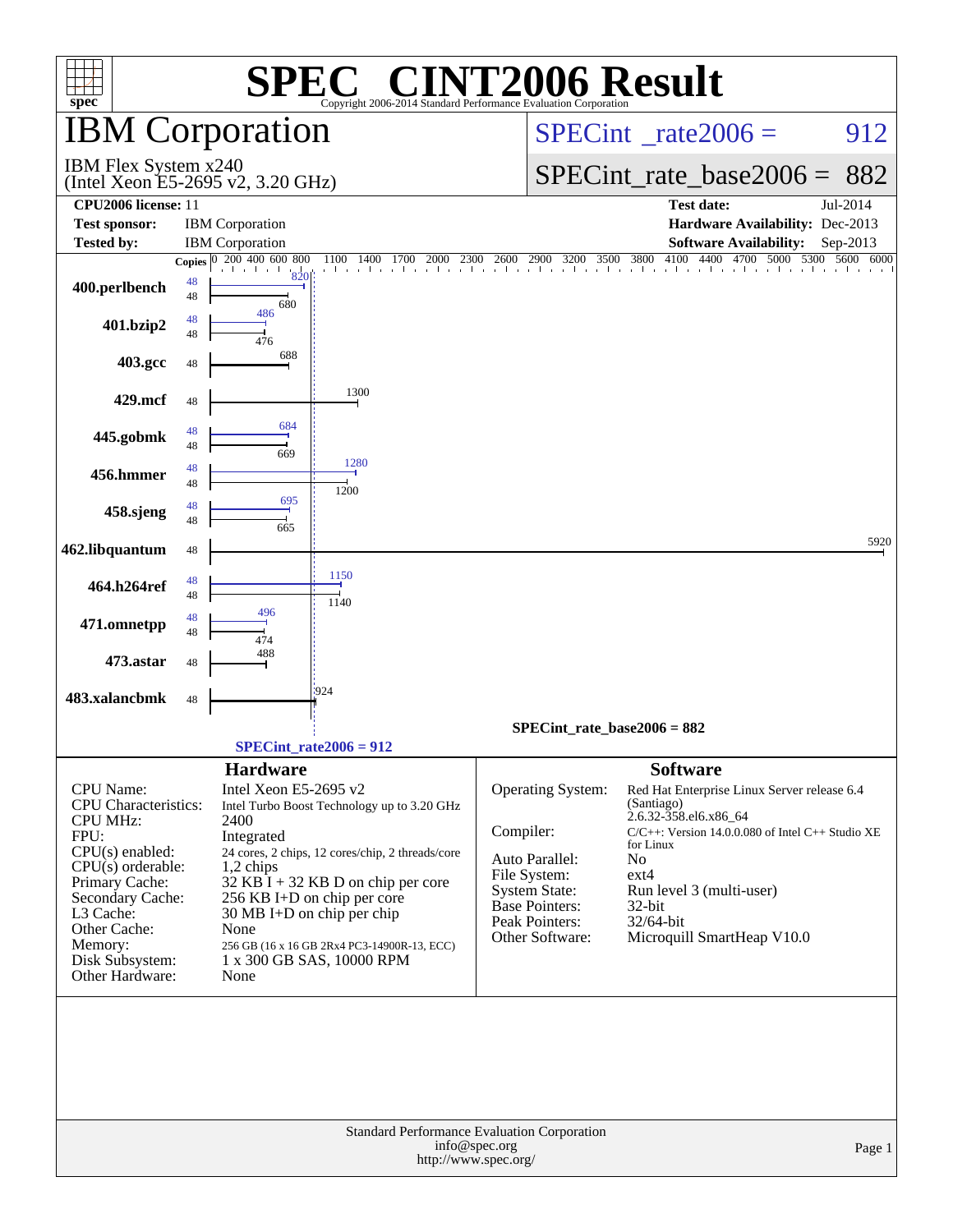# SPEC® CINT2006 Result

Copyright 2006-2014 Standard Performance Evaluation Corporation

## IBM Corporation

IBM Flex System x240
(Intel Xeon E5-2695 v2, 3.20 GHz)

SPECint_rate2006 = 912

SPECint_rate_base2006 = 882

| | | | |
|---|---|---|---|
| **CPU2006 license:** | 11 | **Test date:** | Jul-2014 |
| **Test sponsor:** | IBM Corporation | **Hardware Availability:** | Dec-2013 |
| **Tested by:** | IBM Corporation | **Software Availability:** | Sep-2013 |

| Benchmark | Copies | Peak | Base |
|---|---|---|---|
| 400.perlbench | 48 | 820 | 680 |
| 401.bzip2 | 48 | 486 | 476 |
| 403.gcc | 48 | | 688 |
| 429.mcf | 48 | | 1300 |
| 445.gobmk | 48 | 684 | 669 |
| 456.hmmer | 48 | 1280 | 1200 |
| 458.sjeng | 48 | 695 | 665 |
| 462.libquantum | 48 | | 5920 |
| 464.h264ref | 48 | 1150 | 1140 |
| 471.omnetpp | 48 | 496 | 474 |
| 473.astar | 48 | | 488 |
| 483.xalancbmk | 48 | | 924 |

SPECint_rate_base2006 = 882

SPECint_rate2006 = 912

### Hardware

| | |
|---|---|
| CPU Name: | Intel Xeon E5-2695 v2 |
| CPU Characteristics: | Intel Turbo Boost Technology up to 3.20 GHz |
| CPU MHz: | 2400 |
| FPU: | Integrated |
| CPU(s) enabled: | 24 cores, 2 chips, 12 cores/chip, 2 threads/core |
| CPU(s) orderable: | 1,2 chips |
| Primary Cache: | 32 KB I + 32 KB D on chip per core |
| Secondary Cache: | 256 KB I+D on chip per core |
| L3 Cache: | 30 MB I+D on chip per chip |
| Other Cache: | None |
| Memory: | 256 GB (16 x 16 GB 2Rx4 PC3-14900R-13, ECC) |
| Disk Subsystem: | 1 x 300 GB SAS, 10000 RPM |
| Other Hardware: | None |

### Software

| | |
|---|---|
| Operating System: | Red Hat Enterprise Linux Server release 6.4 (Santiago) 2.6.32-358.el6.x86_64 |
| Compiler: | C/C++: Version 14.0.0.080 of Intel C++ Studio XE for Linux |
| Auto Parallel: | No |
| File System: | ext4 |
| System State: | Run level 3 (multi-user) |
| Base Pointers: | 32-bit |
| Peak Pointers: | 32/64-bit |
| Other Software: | Microquill SmartHeap V10.0 |

Standard Performance Evaluation Corporation
info@spec.org
http://www.spec.org/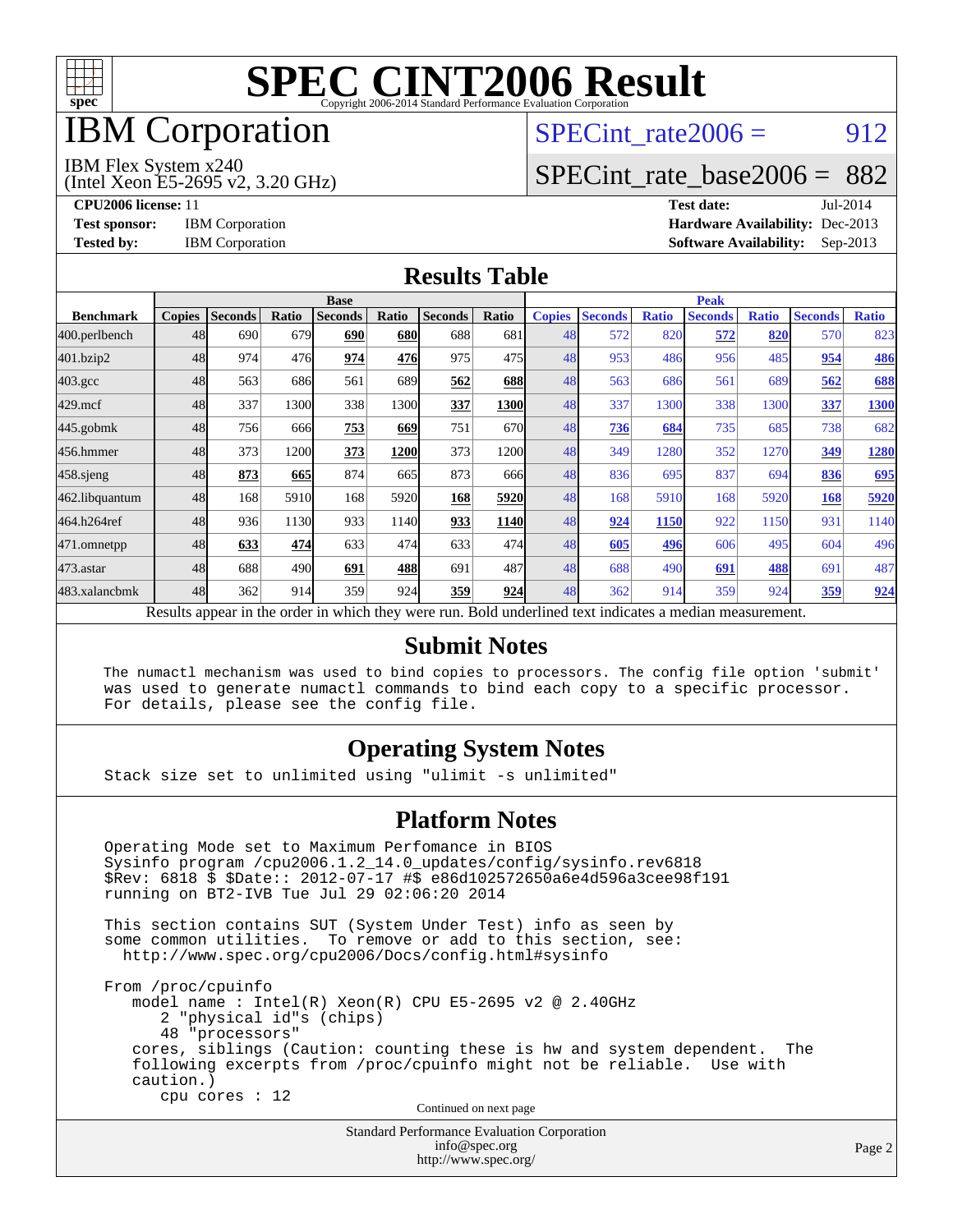# SPEC CINT2006 Result

Copyright 2006-2014 Standard Performance Evaluation Corporation

# IBM Corporation

IBM Flex System x240
(Intel Xeon E5-2695 v2, 3.20 GHz)

SPECint_rate2006 = 912

SPECint_rate_base2006 = 882

**CPU2006 license:** 11
**Test sponsor:** IBM Corporation
**Tested by:** IBM Corporation

**Test date:** Jul-2014
**Hardware Availability:** Dec-2013
**Software Availability:** Sep-2013

## Results Table

| | Base | | | | | | | | Peak | | | | | | |
|---|---|---|---|---|---|---|---|---|---|---|---|---|---|---|---|
| **Benchmark** | **Copies** | **Seconds** | **Ratio** | **Seconds** | **Ratio** | **Seconds** | **Ratio** | **Copies** | **Seconds** | **Ratio** | **Seconds** | **Ratio** | **Seconds** | **Ratio** |
| 400.perlbench | 48 | 690 | 679 | **690** | **680** | 688 | 681 | 48 | 572 | 820 | **572** | **820** | 570 | 823 |
| 401.bzip2 | 48 | 974 | 476 | **974** | **476** | 975 | 475 | 48 | 953 | 486 | 956 | 485 | **954** | **486** |
| 403.gcc | 48 | 563 | 686 | 561 | 689 | **562** | **688** | 48 | 563 | 686 | 561 | 689 | **562** | **688** |
| 429.mcf | 48 | 337 | 1300 | 338 | 1300 | **337** | **1300** | 48 | 337 | 1300 | 338 | 1300 | **337** | **1300** |
| 445.gobmk | 48 | 756 | 666 | **753** | **669** | 751 | 670 | 48 | **736** | **684** | 735 | 685 | 738 | 682 |
| 456.hmmer | 48 | 373 | 1200 | **373** | **1200** | 373 | 1200 | 48 | 349 | 1280 | 352 | 1270 | **349** | **1280** |
| 458.sjeng | 48 | **873** | **665** | 874 | 665 | 873 | 666 | 48 | 836 | 695 | 837 | 694 | **836** | **695** |
| 462.libquantum | 48 | 168 | 5910 | 168 | 5920 | **168** | **5920** | 48 | 168 | 5910 | 168 | 5920 | **168** | **5920** |
| 464.h264ref | 48 | 936 | 1130 | 933 | 1140 | **933** | **1140** | 48 | **924** | **1150** | 922 | 1150 | 931 | 1140 |
| 471.omnetpp | 48 | **633** | **474** | 633 | 474 | 633 | 474 | 48 | **605** | **496** | 606 | 495 | 604 | 496 |
| 473.astar | 48 | 688 | 490 | **691** | **488** | 691 | 487 | 48 | 688 | 490 | **691** | **488** | 691 | 487 |
| 483.xalancbmk | 48 | 362 | 914 | 359 | 924 | **359** | **924** | 48 | 362 | 914 | 359 | 924 | **359** | **924** |

Results appear in the order in which they were run. Bold underlined text indicates a median measurement.

## Submit Notes

```
The numactl mechanism was used to bind copies to processors. The config file option 'submit'
was used to generate numactl commands to bind each copy to a specific processor.
For details, please see the config file.
```

## Operating System Notes

```
Stack size set to unlimited using "ulimit -s unlimited"
```

## Platform Notes

```
Operating Mode set to Maximum Perfomance in BIOS
Sysinfo program /cpu2006.1.2_14.0_updates/config/sysinfo.rev6818
$Rev: 6818 $ $Date:: 2012-07-17 #$ e86d102572650a6e4d596a3cee98f191
running on BT2-IVB Tue Jul 29 02:06:20 2014

This section contains SUT (System Under Test) info as seen by
some common utilities.  To remove or add to this section, see:
  http://www.spec.org/cpu2006/Docs/config.html#sysinfo

From /proc/cpuinfo
    model name : Intel(R) Xeon(R) CPU E5-2695 v2 @ 2.40GHz
       2 "physical id"s (chips)
       48 "processors"
    cores, siblings (Caution: counting these is hw and system dependent.  The
    following excerpts from /proc/cpuinfo might not be reliable.  Use with
    caution.)
       cpu cores : 12
```

Continued on next page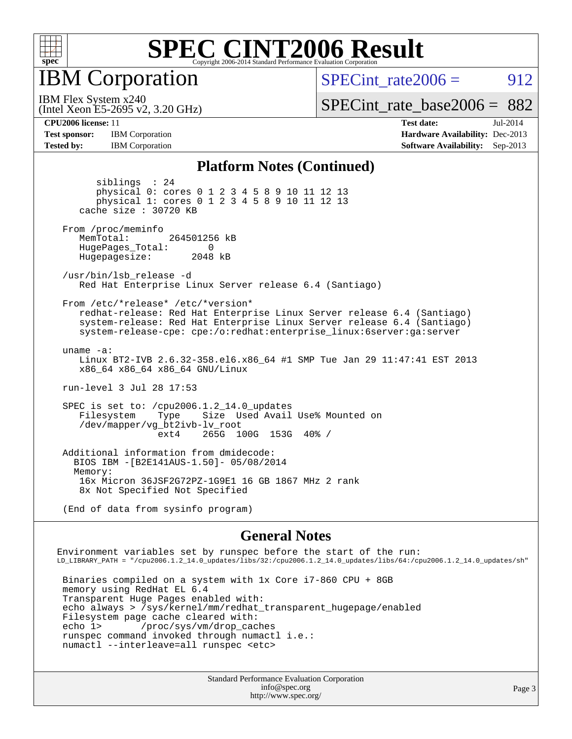# IBM Corporation

IBM Flex System x240
(Intel Xeon E5-2695 v2, 3.20 GHz)

SPECint_rate2006 = 912

SPECint_rate_base2006 = 882

**CPU2006 license:** 11
**Test sponsor:** IBM Corporation
**Tested by:** IBM Corporation

**Test date:** Jul-2014
**Hardware Availability:** Dec-2013
**Software Availability:** Sep-2013

## Platform Notes (Continued)

```
        siblings  : 24
        physical 0: cores 0 1 2 3 4 5 8 9 10 11 12 13
        physical 1: cores 0 1 2 3 4 5 8 9 10 11 12 13
    cache size : 30720 KB

 From /proc/meminfo
    MemTotal:       264501256 kB
    HugePages_Total:       0
    Hugepagesize:       2048 kB

 /usr/bin/lsb_release -d
    Red Hat Enterprise Linux Server release 6.4 (Santiago)

 From /etc/*release* /etc/*version*
    redhat-release: Red Hat Enterprise Linux Server release 6.4 (Santiago)
    system-release: Red Hat Enterprise Linux Server release 6.4 (Santiago)
    system-release-cpe: cpe:/o:redhat:enterprise_linux:6server:ga:server

 uname -a:
    Linux BT2-IVB 2.6.32-358.el6.x86_64 #1 SMP Tue Jan 29 11:47:41 EST 2013
    x86_64 x86_64 x86_64 GNU/Linux

 run-level 3 Jul 28 17:53

 SPEC is set to: /cpu2006.1.2_14.0_updates
    Filesystem    Type    Size  Used Avail Use% Mounted on
    /dev/mapper/vg_bt2ivb-lv_root
                  ext4    265G  100G  153G  40% /

 Additional information from dmidecode:
   BIOS IBM -[B2E141AUS-1.50]- 05/08/2014
   Memory:
    16x Micron 36JSF2G72PZ-1G9E1 16 GB 1867 MHz 2 rank
    8x Not Specified Not Specified

 (End of data from sysinfo program)
```

## General Notes

```
Environment variables set by runspec before the start of the run:
LD_LIBRARY_PATH = "/cpu2006.1.2_14.0_updates/libs/32:/cpu2006.1.2_14.0_updates/libs/64:/cpu2006.1.2_14.0_updates/sh"

 Binaries compiled on a system with 1x Core i7-860 CPU + 8GB
 memory using RedHat EL 6.4
 Transparent Huge Pages enabled with:
 echo always > /sys/kernel/mm/redhat_transparent_hugepage/enabled
 Filesystem page cache cleared with:
 echo 1>       /proc/sys/vm/drop_caches
 runspec command invoked through numactl i.e.:
 numactl --interleave=all runspec <etc>
```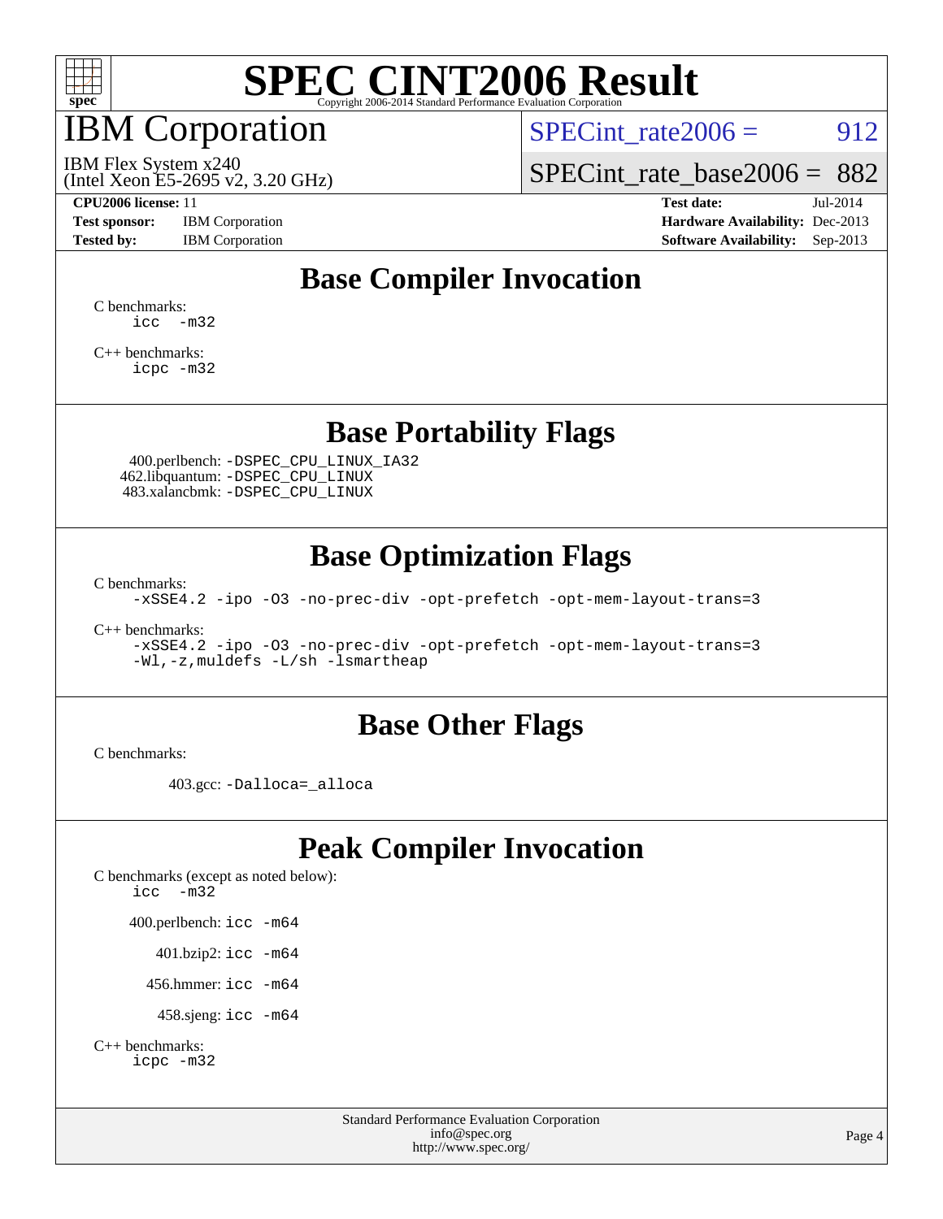# SPEC CINT2006 Result

Copyright 2006-2014 Standard Performance Evaluation Corporation

## IBM Corporation

IBM Flex System x240
(Intel Xeon E5-2695 v2, 3.20 GHz)

SPECint_rate2006 = 912

SPECint_rate_base2006 = 882

**CPU2006 license:** 11
**Test sponsor:** IBM Corporation
**Tested by:** IBM Corporation

**Test date:** Jul-2014
**Hardware Availability:** Dec-2013
**Software Availability:** Sep-2013

## Base Compiler Invocation

C benchmarks:
```
icc  -m32
```

C++ benchmarks:
```
icpc -m32
```

## Base Portability Flags

400.perlbench: `-DSPEC_CPU_LINUX_IA32`
462.libquantum: `-DSPEC_CPU_LINUX`
483.xalancbmk: `-DSPEC_CPU_LINUX`

## Base Optimization Flags

C benchmarks:
```
-xSSE4.2 -ipo -O3 -no-prec-div -opt-prefetch -opt-mem-layout-trans=3
```

C++ benchmarks:
```
-xSSE4.2 -ipo -O3 -no-prec-div -opt-prefetch -opt-mem-layout-trans=3
-Wl,-z,muldefs -L/sh -lsmartheap
```

## Base Other Flags

C benchmarks:

403.gcc: `-Dalloca=_alloca`

## Peak Compiler Invocation

C benchmarks (except as noted below):
```
icc  -m32
```

400.perlbench: `icc -m64`

401.bzip2: `icc -m64`

456.hmmer: `icc -m64`

458.sjeng: `icc -m64`

C++ benchmarks:
```
icpc -m32
```

Standard Performance Evaluation Corporation
info@spec.org
http://www.spec.org/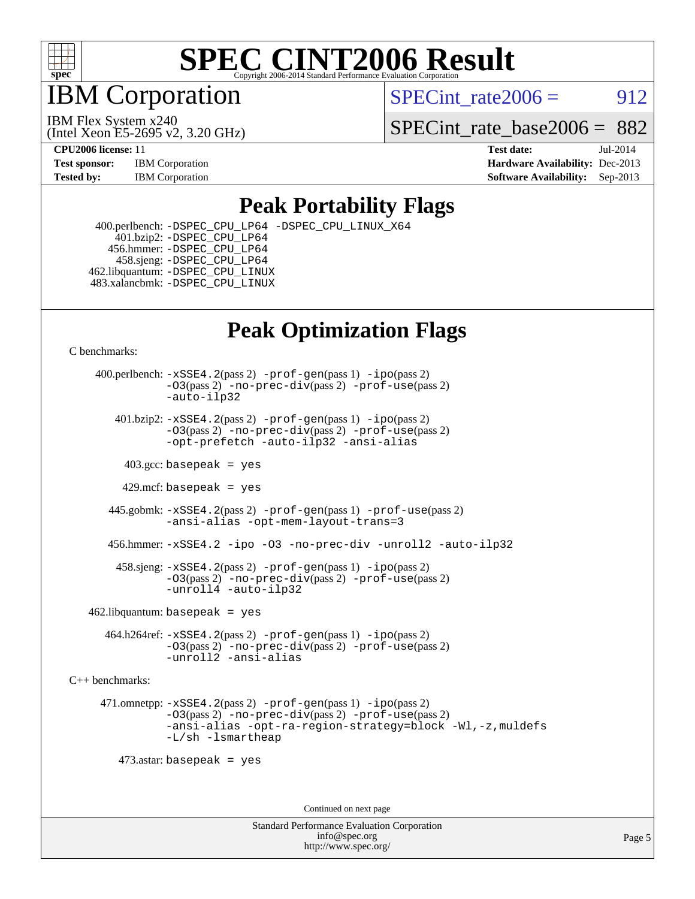# SPEC CINT2006 Result

## IBM Corporation

IBM Flex System x240
(Intel Xeon E5-2695 v2, 3.20 GHz)

SPECint_rate2006 = 912

SPECint_rate_base2006 = 882

**CPU2006 license:** 11
**Test sponsor:** IBM Corporation
**Tested by:** IBM Corporation

**Test date:** Jul-2014
**Hardware Availability:** Dec-2013
**Software Availability:** Sep-2013

## Peak Portability Flags

400.perlbench: -DSPEC_CPU_LP64 -DSPEC_CPU_LINUX_X64
401.bzip2: -DSPEC_CPU_LP64
456.hmmer: -DSPEC_CPU_LP64
458.sjeng: -DSPEC_CPU_LP64
462.libquantum: -DSPEC_CPU_LINUX
483.xalancbmk: -DSPEC_CPU_LINUX

## Peak Optimization Flags

C benchmarks:

400.perlbench: -xSSE4.2(pass 2) -prof-gen(pass 1) -ipo(pass 2) -O3(pass 2) -no-prec-div(pass 2) -prof-use(pass 2) -auto-ilp32

401.bzip2: -xSSE4.2(pass 2) -prof-gen(pass 1) -ipo(pass 2) -O3(pass 2) -no-prec-div(pass 2) -prof-use(pass 2) -opt-prefetch -auto-ilp32 -ansi-alias

403.gcc: basepeak = yes

429.mcf: basepeak = yes

445.gobmk: -xSSE4.2(pass 2) -prof-gen(pass 1) -prof-use(pass 2) -ansi-alias -opt-mem-layout-trans=3

456.hmmer: -xSSE4.2 -ipo -O3 -no-prec-div -unroll2 -auto-ilp32

458.sjeng: -xSSE4.2(pass 2) -prof-gen(pass 1) -ipo(pass 2) -O3(pass 2) -no-prec-div(pass 2) -prof-use(pass 2) -unroll4 -auto-ilp32

462.libquantum: basepeak = yes

464.h264ref: -xSSE4.2(pass 2) -prof-gen(pass 1) -ipo(pass 2) -O3(pass 2) -no-prec-div(pass 2) -prof-use(pass 2) -unroll2 -ansi-alias

C++ benchmarks:

471.omnetpp: -xSSE4.2(pass 2) -prof-gen(pass 1) -ipo(pass 2) -O3(pass 2) -no-prec-div(pass 2) -prof-use(pass 2) -ansi-alias -opt-ra-region-strategy=block -Wl,-z,muldefs -L/sh -lsmartheap

473.astar: basepeak = yes

Continued on next page

Standard Performance Evaluation Corporation
info@spec.org
http://www.spec.org/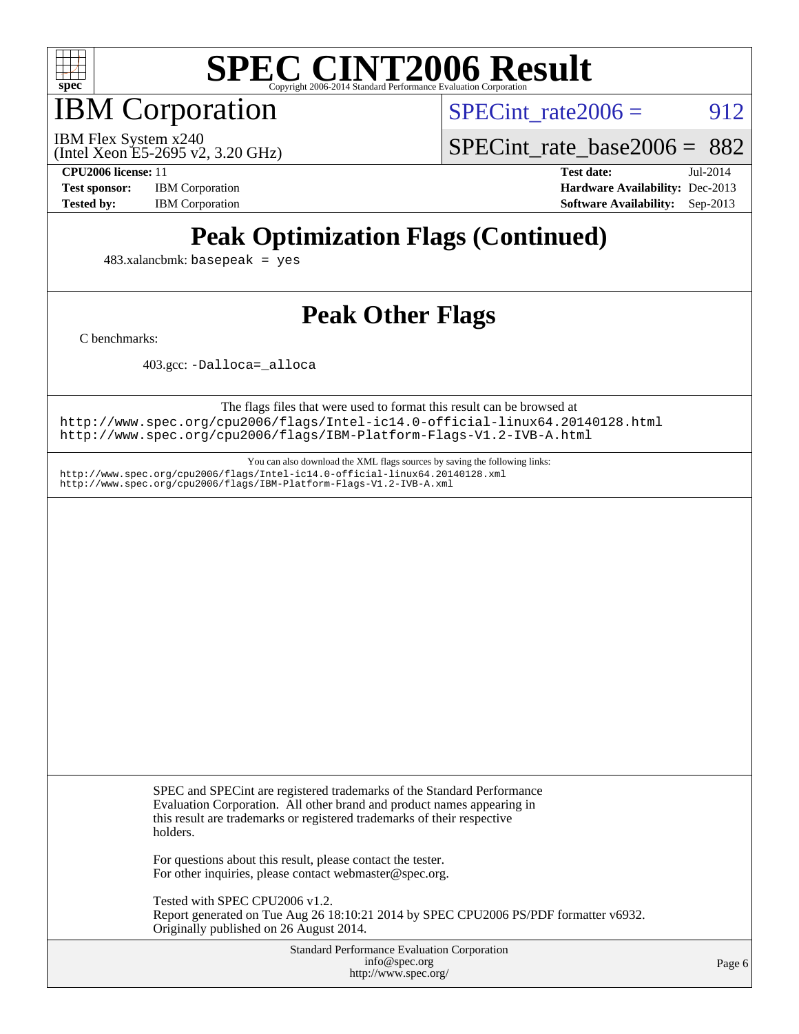## Peak Optimization Flags (Continued)

483.xalancbmk: basepeak = yes

## Peak Other Flags

C benchmarks:

403.gcc: -Dalloca=_alloca

The flags files that were used to format this result can be browsed at
http://www.spec.org/cpu2006/flags/Intel-ic14.0-official-linux64.20140128.html
http://www.spec.org/cpu2006/flags/IBM-Platform-Flags-V1.2-IVB-A.html

You can also download the XML flags sources by saving the following links:
http://www.spec.org/cpu2006/flags/Intel-ic14.0-official-linux64.20140128.xml
http://www.spec.org/cpu2006/flags/IBM-Platform-Flags-V1.2-IVB-A.xml

SPEC and SPECint are registered trademarks of the Standard Performance Evaluation Corporation. All other brand and product names appearing in this result are trademarks or registered trademarks of their respective holders.

For questions about this result, please contact the tester.
For other inquiries, please contact webmaster@spec.org.

Tested with SPEC CPU2006 v1.2.
Report generated on Tue Aug 26 18:10:21 2014 by SPEC CPU2006 PS/PDF formatter v6932.
Originally published on 26 August 2014.